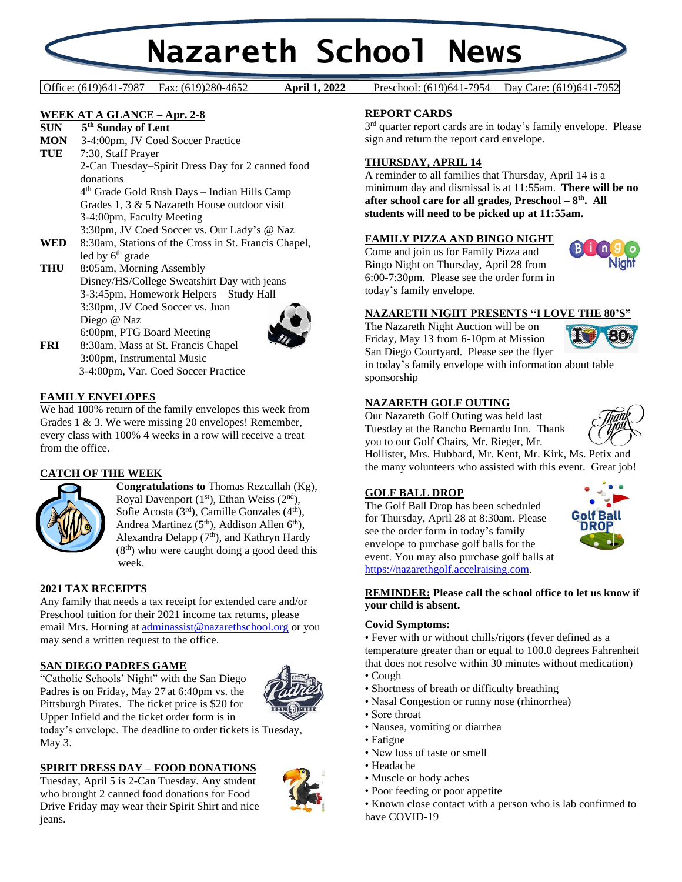# Nazareth School News

Office: (619)641-7987 Fax: (619)280-4652 **April 1, 2022** Preschool: (619)641-7954 Day Care: (619)641-7952

## WEEK AT A GLANCE – Apr. 2-8

**SUN** **5th Sunday of Lent**

**MON** 3-4:00pm, JV Coed Soccer Practice

**TUE** 7:30, Staff Prayer
2-Can Tuesday–Spirit Dress Day for 2 canned food donations
4th Grade Gold Rush Days – Indian Hills Camp
Grades 1, 3 & 5 Nazareth House outdoor visit
3-4:00pm, Faculty Meeting
3:30pm, JV Coed Soccer vs. Our Lady's @ Naz

**WED** 8:30am, Stations of the Cross in St. Francis Chapel, led by 6th grade

**THU** 8:05am, Morning Assembly
Disney/HS/College Sweatshirt Day with jeans
3-3:45pm, Homework Helpers – Study Hall
3:30pm, JV Coed Soccer vs. Juan Diego @ Naz
6:00pm, PTG Board Meeting

**FRI** 8:30am, Mass at St. Francis Chapel
3:00pm, Instrumental Music
3-4:00pm, Var. Coed Soccer Practice

## FAMILY ENVELOPES

We had 100% return of the family envelopes this week from Grades 1 & 3. We were missing 20 envelopes! Remember, every class with 100% 4 weeks in a row will receive a treat from the office.

## CATCH OF THE WEEK

**Congratulations to** Thomas Rezcallah (Kg), Royal Davenport (1st), Ethan Weiss (2nd), Sofie Acosta (3rd), Camille Gonzales (4th), Andrea Martinez (5th), Addison Allen 6th), Alexandra Delapp (7th), and Kathryn Hardy (8th) who were caught doing a good deed this week.

## 2021 TAX RECEIPTS

Any family that needs a tax receipt for extended care and/or Preschool tuition for their 2021 income tax returns, please email Mrs. Horning at adminassist@nazarethschool.org or you may send a written request to the office.

## SAN DIEGO PADRES GAME

"Catholic Schools' Night" with the San Diego Padres is on Friday, May 27 at 6:40pm vs. the Pittsburgh Pirates. The ticket price is $20 for Upper Infield and the ticket order form is in today's envelope. The deadline to order tickets is Tuesday, May 3.

## SPIRIT DRESS DAY – FOOD DONATIONS

Tuesday, April 5 is 2-Can Tuesday. Any student who brought 2 canned food donations for Food Drive Friday may wear their Spirit Shirt and nice jeans.

## REPORT CARDS

3rd quarter report cards are in today's family envelope. Please sign and return the report card envelope.

## THURSDAY, APRIL 14

A reminder to all families that Thursday, April 14 is a minimum day and dismissal is at 11:55am. **There will be no after school care for all grades, Preschool – 8th. All students will need to be picked up at 11:55am.**

## FAMILY PIZZA AND BINGO NIGHT

Come and join us for Family Pizza and Bingo Night on Thursday, April 28 from 6:00-7:30pm. Please see the order form in today's family envelope.

## NAZARETH NIGHT PRESENTS "I LOVE THE 80'S"

The Nazareth Night Auction will be on Friday, May 13 from 6-10pm at Mission San Diego Courtyard. Please see the flyer in today's family envelope with information about table sponsorship

## NAZARETH GOLF OUTING

Our Nazareth Golf Outing was held last Tuesday at the Rancho Bernardo Inn. Thank you to our Golf Chairs, Mr. Rieger, Mr. Hollister, Mrs. Hubbard, Mr. Kent, Mr. Kirk, Ms. Petix and the many volunteers who assisted with this event. Great job!

## GOLF BALL DROP

The Golf Ball Drop has been scheduled for Thursday, April 28 at 8:30am. Please see the order form in today's family envelope to purchase golf balls for the event. You may also purchase golf balls at https://nazarethgolf.accelraising.com.

**REMINDER: Please call the school office to let us know if your child is absent.**

**Covid Symptoms:**

- Fever with or without chills/rigors (fever defined as a temperature greater than or equal to 100.0 degrees Fahrenheit that does not resolve within 30 minutes without medication)
- Cough
- Shortness of breath or difficulty breathing
- Nasal Congestion or runny nose (rhinorrhea)
- Sore throat
- Nausea, vomiting or diarrhea
- Fatigue
- New loss of taste or smell
- Headache
- Muscle or body aches
- Poor feeding or poor appetite
- Known close contact with a person who is lab confirmed to have COVID-19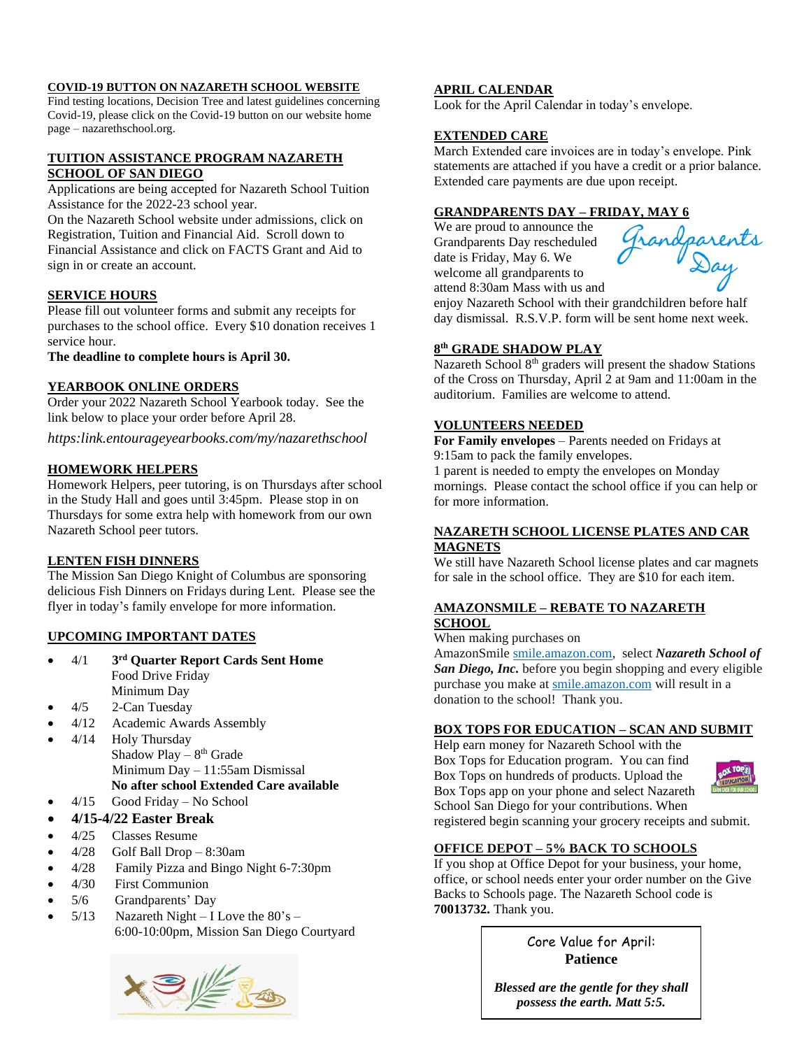## COVID-19 BUTTON ON NAZARETH SCHOOL WEBSITE

Find testing locations, Decision Tree and latest guidelines concerning Covid-19, please click on the Covid-19 button on our website home page – nazarethschool.org.

## TUITION ASSISTANCE PROGRAM NAZARETH SCHOOL OF SAN DIEGO

Applications are being accepted for Nazareth School Tuition Assistance for the 2022-23 school year.
On the Nazareth School website under admissions, click on Registration, Tuition and Financial Aid. Scroll down to Financial Assistance and click on FACTS Grant and Aid to sign in or create an account.

## SERVICE HOURS

Please fill out volunteer forms and submit any receipts for purchases to the school office. Every $10 donation receives 1 service hour.

**The deadline to complete hours is April 30.**

## YEARBOOK ONLINE ORDERS

Order your 2022 Nazareth School Yearbook today. See the link below to place your order before April 28.

*https:link.entourageyearbooks.com/my/nazarethschool*

## HOMEWORK HELPERS

Homework Helpers, peer tutoring, is on Thursdays after school in the Study Hall and goes until 3:45pm. Please stop in on Thursdays for some extra help with homework from our own Nazareth School peer tutors.

## LENTEN FISH DINNERS

The Mission San Diego Knight of Columbus are sponsoring delicious Fish Dinners on Fridays during Lent. Please see the flyer in today's family envelope for more information.

## UPCOMING IMPORTANT DATES

- 4/1 **3rd Quarter Report Cards Sent Home**
  Food Drive Friday
  Minimum Day
- 4/5 2-Can Tuesday
- 4/12 Academic Awards Assembly
- 4/14 Holy Thursday
  Shadow Play – 8th Grade
  Minimum Day – 11:55am Dismissal
  **No after school Extended Care available**
- 4/15 Good Friday – No School
- **4/15-4/22 Easter Break**
- 4/25 Classes Resume
- 4/28 Golf Ball Drop – 8:30am
- 4/28 Family Pizza and Bingo Night 6-7:30pm
- 4/30 First Communion
- 5/6 Grandparents' Day
- 5/13 Nazareth Night – I Love the 80's – 6:00-10:00pm, Mission San Diego Courtyard

## APRIL CALENDAR

Look for the April Calendar in today's envelope.

## EXTENDED CARE

March Extended care invoices are in today's envelope. Pink statements are attached if you have a credit or a prior balance. Extended care payments are due upon receipt.

## GRANDPARENTS DAY – FRIDAY, MAY 6

Grandparents Day

We are proud to announce the Grandparents Day rescheduled date is Friday, May 6. We welcome all grandparents to attend 8:30am Mass with us and enjoy Nazareth School with their grandchildren before half day dismissal. R.S.V.P. form will be sent home next week.

## 8th GRADE SHADOW PLAY

Nazareth School 8th graders will present the shadow Stations of the Cross on Thursday, April 2 at 9am and 11:00am in the auditorium. Families are welcome to attend.

## VOLUNTEERS NEEDED

**For Family envelopes** – Parents needed on Fridays at 9:15am to pack the family envelopes.
1 parent is needed to empty the envelopes on Monday mornings. Please contact the school office if you can help or for more information.

## NAZARETH SCHOOL LICENSE PLATES AND CAR MAGNETS

We still have Nazareth School license plates and car magnets for sale in the school office. They are $10 for each item.

## AMAZONSMILE – REBATE TO NAZARETH SCHOOL

When making purchases on AmazonSmile smile.amazon.com, select ***Nazareth School of San Diego, Inc.*** before you begin shopping and every eligible purchase you make at smile.amazon.com will result in a donation to the school! Thank you.

## BOX TOPS FOR EDUCATION – SCAN AND SUBMIT

Help earn money for Nazareth School with the Box Tops for Education program. You can find Box Tops on hundreds of products. Upload the Box Tops app on your phone and select Nazareth School San Diego for your contributions. When registered begin scanning your grocery receipts and submit.

## OFFICE DEPOT – 5% BACK TO SCHOOLS

If you shop at Office Depot for your business, your home, office, or school needs enter your order number on the Give Backs to Schools page. The Nazareth School code is **70013732.** Thank you.

Core Value for April:
**Patience**

***Blessed are the gentle for they shall possess the earth. Matt 5:5.***